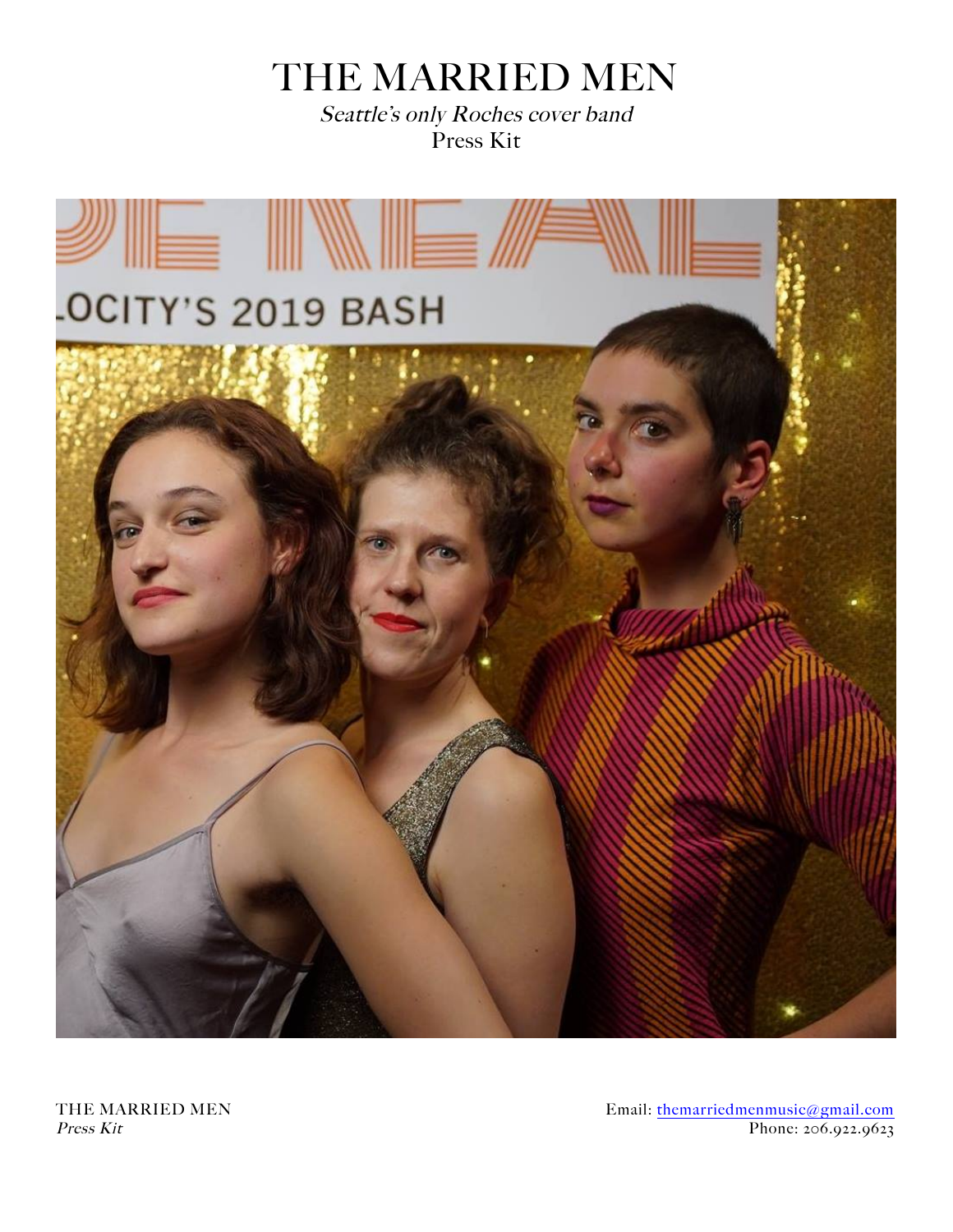# THE MARRIED MEN

*Seattle's only Roches cover band*

Press Kit

Email: [themarriedmenmusic@gmail.com](mailto:themarriedmenmusic@gmail.com)
Phone: 206.922.9623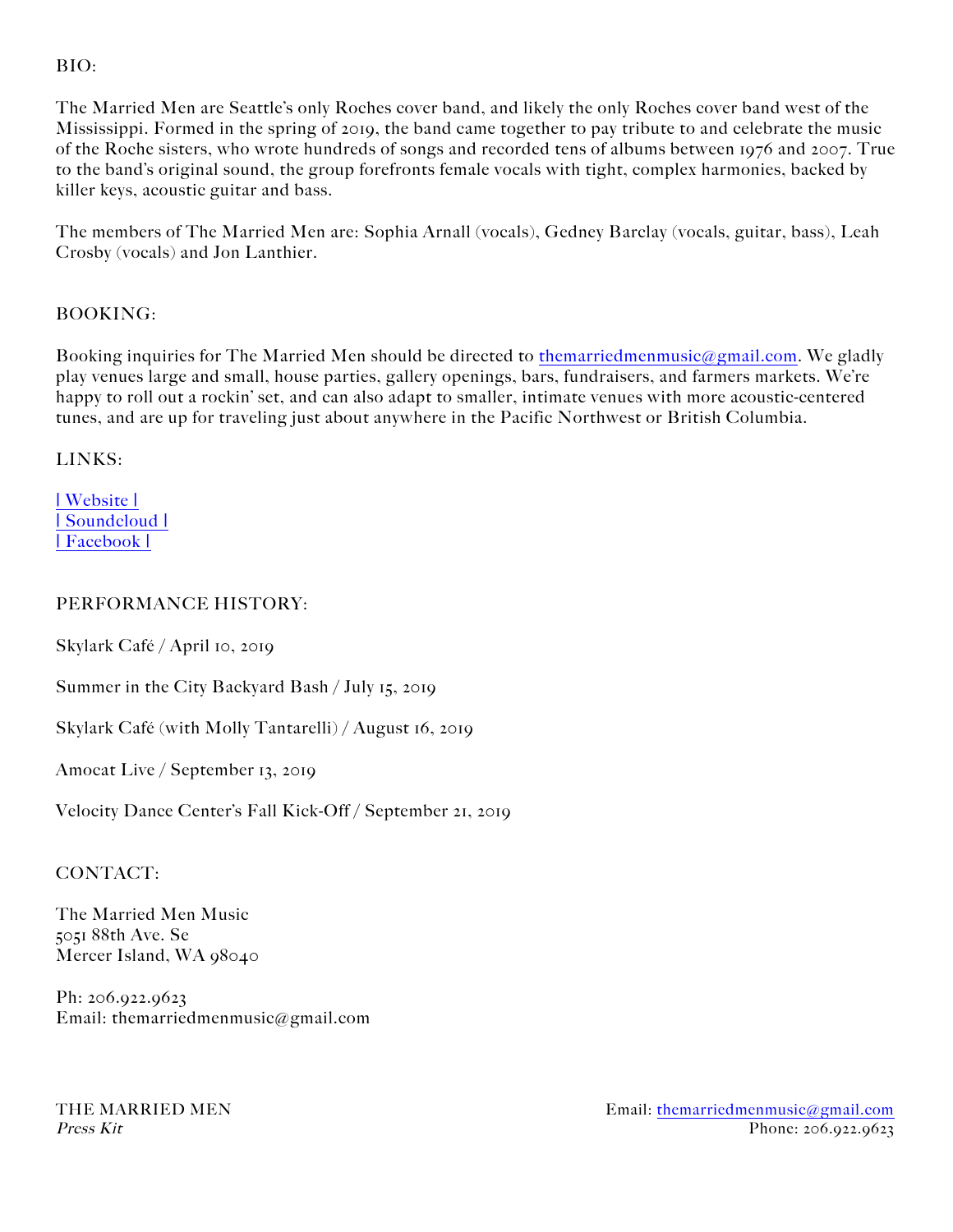BIO:

The Married Men are Seattle's only Roches cover band, and likely the only Roches cover band west of the Mississippi. Formed in the spring of 2019, the band came together to pay tribute to and celebrate the music of the Roche sisters, who wrote hundreds of songs and recorded tens of albums between 1976 and 2007. True to the band's original sound, the group forefronts female vocals with tight, complex harmonies, backed by killer keys, acoustic guitar and bass.

The members of The Married Men are: Sophia Arnall (vocals), Gedney Barclay (vocals, guitar, bass), Leah Crosby (vocals) and Jon Lanthier.

BOOKING:

Booking inquiries for The Married Men should be directed to themarriedmenmusic@gmail.com. We gladly play venues large and small, house parties, gallery openings, bars, fundraisers, and farmers markets. We're happy to roll out a rockin' set, and can also adapt to smaller, intimate venues with more acoustic-centered tunes, and are up for traveling just about anywhere in the Pacific Northwest or British Columbia.

LINKS:

| Website |
| Soundcloud |
| Facebook |

PERFORMANCE HISTORY:

Skylark Café / April 10, 2019

Summer in the City Backyard Bash / July 15, 2019

Skylark Café (with Molly Tantarelli) / August 16, 2019

Amocat Live / September 13, 2019

Velocity Dance Center's Fall Kick-Off / September 21, 2019

CONTACT:

The Married Men Music
5051 88th Ave. Se
Mercer Island, WA 98040

Ph: 206.922.9623
Email: themarriedmenmusic@gmail.com